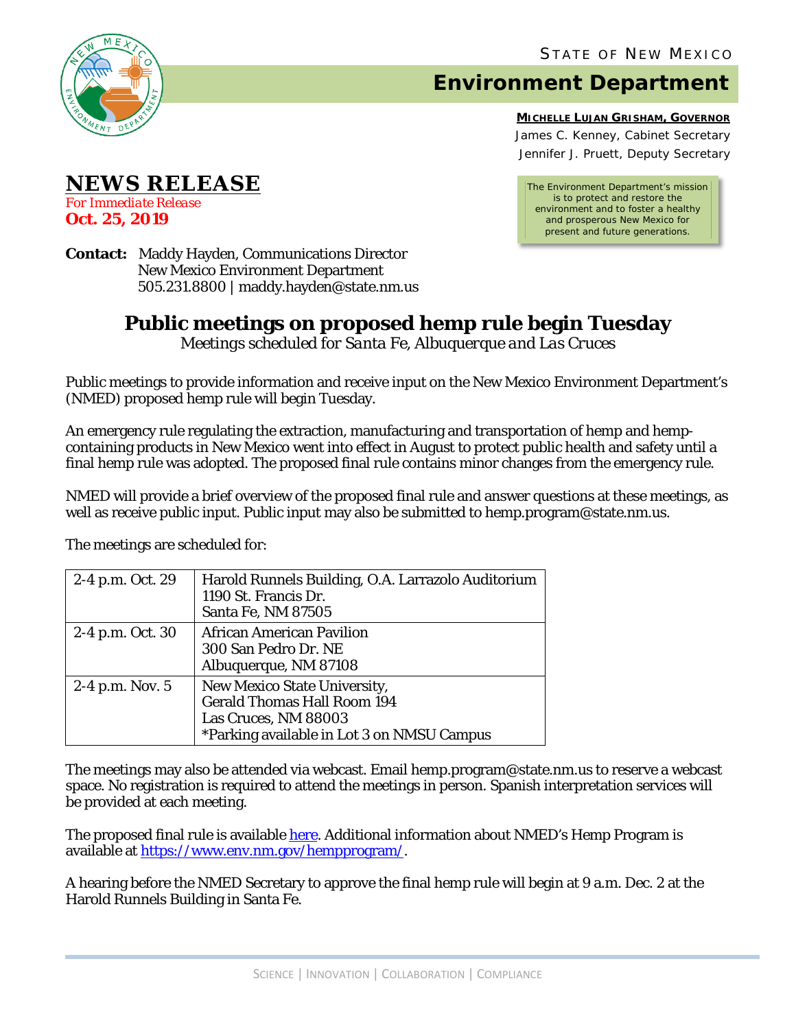STATE OF NEW MEXICO

# Environment Department

**MICHELLE LUJAN GRISHAM, GOVERNOR**
James C. Kenney, Cabinet Secretary
Jennifer J. Pruett, Deputy Secretary

The Environment Department's mission is to protect and restore the environment and to foster a healthy and prosperous New Mexico for present and future generations.

## NEWS RELEASE

*For Immediate Release*
**Oct. 25, 2019**

**Contact:** Maddy Hayden, Communications Director
New Mexico Environment Department
505.231.8800 | maddy.hayden@state.nm.us

# Public meetings on proposed hemp rule begin Tuesday

*Meetings scheduled for Santa Fe, Albuquerque and Las Cruces*

Public meetings to provide information and receive input on the New Mexico Environment Department's (NMED) proposed hemp rule will begin Tuesday.

An emergency rule regulating the extraction, manufacturing and transportation of hemp and hemp-containing products in New Mexico went into effect in August to protect public health and safety until a final hemp rule was adopted. The proposed final rule contains minor changes from the emergency rule.

NMED will provide a brief overview of the proposed final rule and answer questions at these meetings, as well as receive public input. Public input may also be submitted to hemp.program@state.nm.us.

The meetings are scheduled for:

| Time | Location |
|---|---|
| 2-4 p.m. Oct. 29 | Harold Runnels Building, O.A. Larrazolo Auditorium<br>1190 St. Francis Dr.<br>Santa Fe, NM 87505 |
| 2-4 p.m. Oct. 30 | African American Pavilion<br>300 San Pedro Dr. NE<br>Albuquerque, NM 87108 |
| 2-4 p.m. Nov. 5 | New Mexico State University,<br>Gerald Thomas Hall Room 194<br>Las Cruces, NM 88003<br>*Parking available in Lot 3 on NMSU Campus |

The meetings may also be attended via webcast. Email hemp.program@state.nm.us to reserve a webcast space. No registration is required to attend the meetings in person. Spanish interpretation services will be provided at each meeting.

The proposed final rule is available here. Additional information about NMED's Hemp Program is available at https://www.env.nm.gov/hempprogram/.

A hearing before the NMED Secretary to approve the final hemp rule will begin at 9 a.m. Dec. 2 at the Harold Runnels Building in Santa Fe.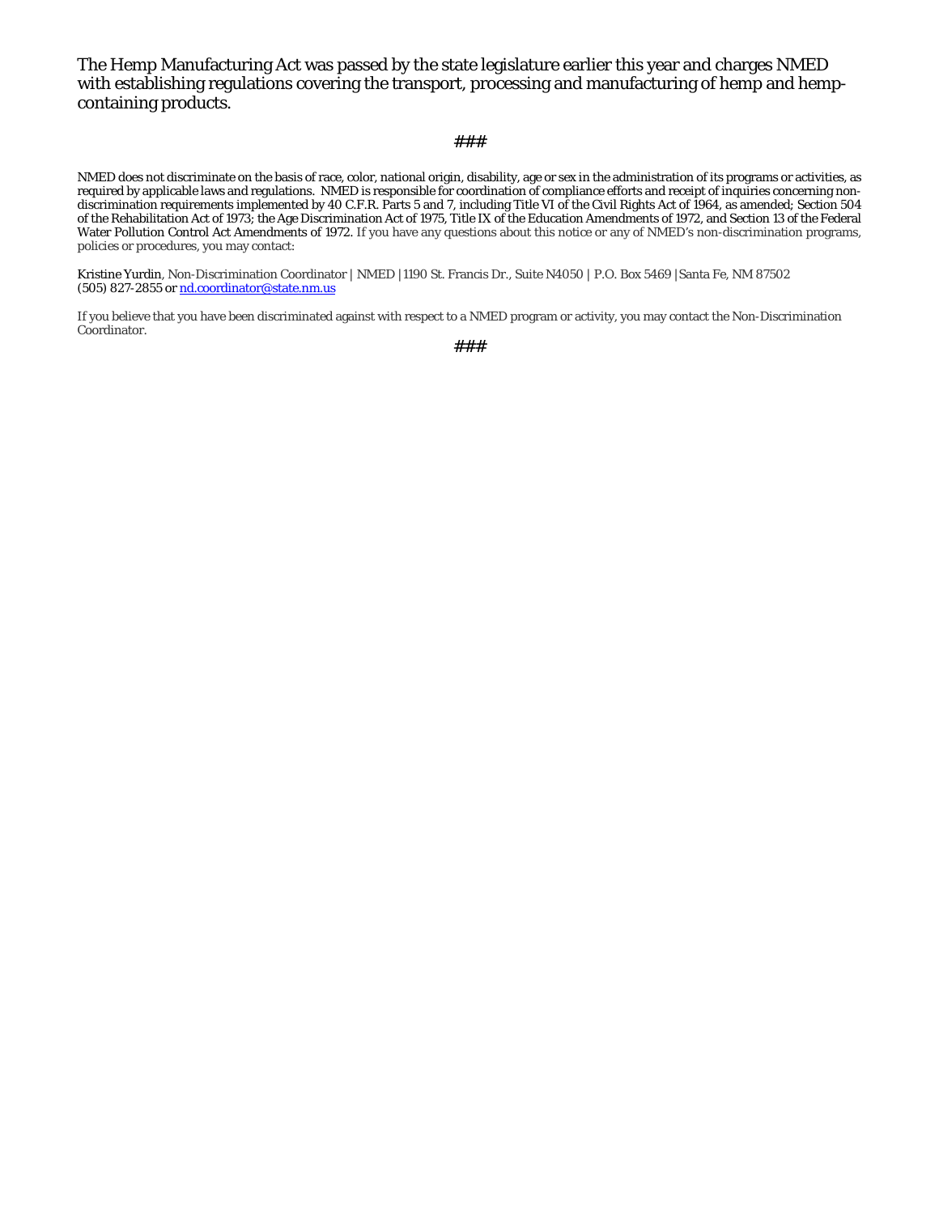The Hemp Manufacturing Act was passed by the state legislature earlier this year and charges NMED with establishing regulations covering the transport, processing and manufacturing of hemp and hemp-containing products.

###

NMED does not discriminate on the basis of race, color, national origin, disability, age or sex in the administration of its programs or activities, as required by applicable laws and regulations. NMED is responsible for coordination of compliance efforts and receipt of inquiries concerning non-discrimination requirements implemented by 40 C.F.R. Parts 5 and 7, including Title VI of the Civil Rights Act of 1964, as amended; Section 504 of the Rehabilitation Act of 1973; the Age Discrimination Act of 1975, Title IX of the Education Amendments of 1972, and Section 13 of the Federal Water Pollution Control Act Amendments of 1972. If you have any questions about this notice or any of NMED's non-discrimination programs, policies or procedures, you may contact:

Kristine Yurdin, Non-Discrimination Coordinator | NMED |1190 St. Francis Dr., Suite N4050 | P.O. Box 5469 |Santa Fe, NM 87502
(505) 827-2855 or nd.coordinator@state.nm.us

If you believe that you have been discriminated against with respect to a NMED program or activity, you may contact the Non-Discrimination Coordinator.

###